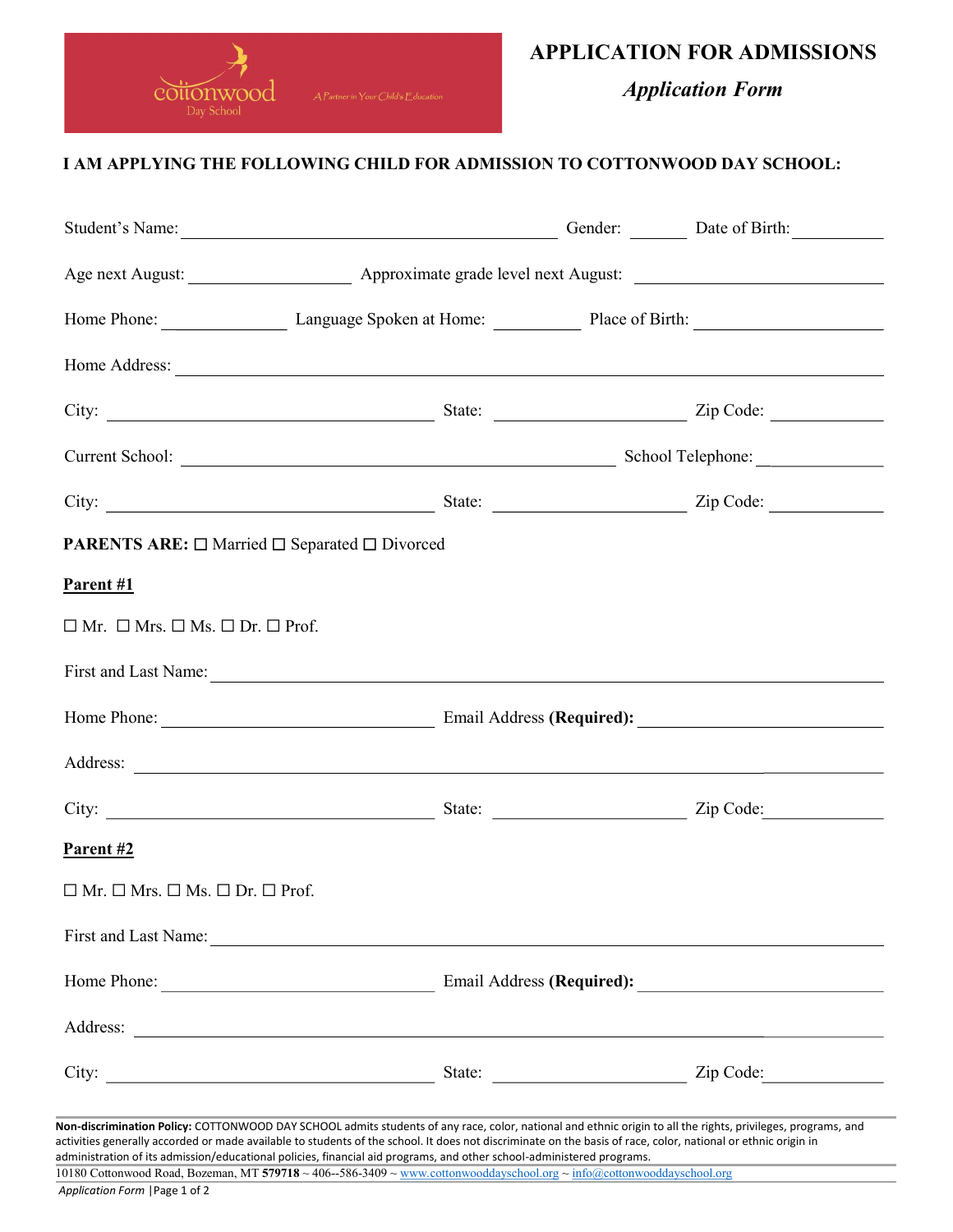cottonwood Day School

A Partner in Your Child's Education

# APPLICATION FOR ADMISSIONS

## *Application Form*

**I AM APPLYING THE FOLLOWING CHILD FOR ADMISSION TO COTTONWOOD DAY SCHOOL:**

Student's Name: ______________________________ Gender: ______ Date of Birth: __________

Age next August: ________________ Approximate grade level next August: ________________________

Home Phone: _____________ Language Spoken at Home: __________ Place of Birth: ___________________

Home Address: ________________________________________________________________

City: __________________________________ State: ____________________ Zip Code: ____________

Current School: ______________________________________________ School Telephone: ______________

City: __________________________________ State: ____________________ Zip Code: ____________

**PARENTS ARE:** ☐ Married ☐ Separated ☐ Divorced

**Parent #1**

☐ Mr. ☐ Mrs. ☐ Ms. ☐ Dr. ☐ Prof.

First and Last Name: ________________________________________________________________

Home Phone: ______________________________ Email Address **(Required):** ____________________________

Address: ________________________________________________________________________

City: __________________________________ State: ____________________ Zip Code: ____________

**Parent #2**

☐ Mr. ☐ Mrs. ☐ Ms. ☐ Dr. ☐ Prof.

First and Last Name: ________________________________________________________________

Home Phone: ______________________________ Email Address **(Required):** ____________________________

Address: ________________________________________________________________________

City: __________________________________ State: ____________________ Zip Code: ____________

**Non-discrimination Policy:** COTTONWOOD DAY SCHOOL admits students of any race, color, national and ethnic origin to all the rights, privileges, programs, and activities generally accorded or made available to students of the school. It does not discriminate on the basis of race, color, national or ethnic origin in administration of its admission/educational policies, financial aid programs, and other school-administered programs.

10180 Cottonwood Road, Bozeman, MT **579718** ~ 406--586-3409 ~ www.cottonwooddayschool.org ~ info@cottonwooddayschool.org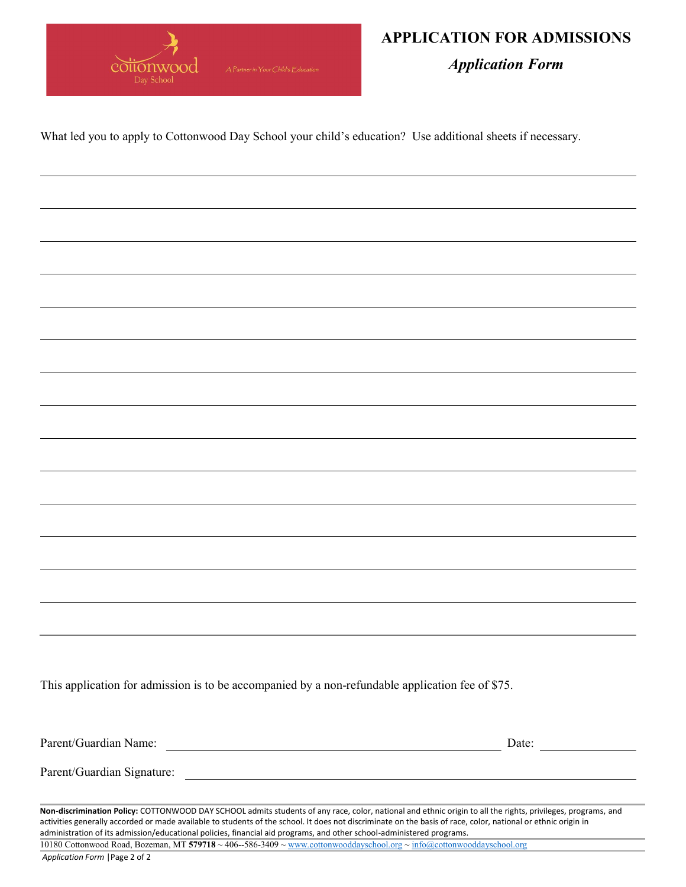# APPLICATION FOR ADMISSIONS

## *Application Form*

What led you to apply to Cottonwood Day School your child's education? Use additional sheets if necessary.

\_\_\_\_\_\_\_\_\_\_\_\_\_\_\_\_\_\_\_\_\_\_\_\_\_\_\_\_\_\_\_\_\_\_\_\_\_\_\_\_\_\_\_\_\_\_\_\_\_\_\_\_\_\_\_\_\_\_\_\_\_\_\_\_\_\_\_\_\_\_\_\_

\_\_\_\_\_\_\_\_\_\_\_\_\_\_\_\_\_\_\_\_\_\_\_\_\_\_\_\_\_\_\_\_\_\_\_\_\_\_\_\_\_\_\_\_\_\_\_\_\_\_\_\_\_\_\_\_\_\_\_\_\_\_\_\_\_\_\_\_\_\_\_\_

\_\_\_\_\_\_\_\_\_\_\_\_\_\_\_\_\_\_\_\_\_\_\_\_\_\_\_\_\_\_\_\_\_\_\_\_\_\_\_\_\_\_\_\_\_\_\_\_\_\_\_\_\_\_\_\_\_\_\_\_\_\_\_\_\_\_\_\_\_\_\_\_

\_\_\_\_\_\_\_\_\_\_\_\_\_\_\_\_\_\_\_\_\_\_\_\_\_\_\_\_\_\_\_\_\_\_\_\_\_\_\_\_\_\_\_\_\_\_\_\_\_\_\_\_\_\_\_\_\_\_\_\_\_\_\_\_\_\_\_\_\_\_\_\_

\_\_\_\_\_\_\_\_\_\_\_\_\_\_\_\_\_\_\_\_\_\_\_\_\_\_\_\_\_\_\_\_\_\_\_\_\_\_\_\_\_\_\_\_\_\_\_\_\_\_\_\_\_\_\_\_\_\_\_\_\_\_\_\_\_\_\_\_\_\_\_\_

\_\_\_\_\_\_\_\_\_\_\_\_\_\_\_\_\_\_\_\_\_\_\_\_\_\_\_\_\_\_\_\_\_\_\_\_\_\_\_\_\_\_\_\_\_\_\_\_\_\_\_\_\_\_\_\_\_\_\_\_\_\_\_\_\_\_\_\_\_\_\_\_

\_\_\_\_\_\_\_\_\_\_\_\_\_\_\_\_\_\_\_\_\_\_\_\_\_\_\_\_\_\_\_\_\_\_\_\_\_\_\_\_\_\_\_\_\_\_\_\_\_\_\_\_\_\_\_\_\_\_\_\_\_\_\_\_\_\_\_\_\_\_\_\_

\_\_\_\_\_\_\_\_\_\_\_\_\_\_\_\_\_\_\_\_\_\_\_\_\_\_\_\_\_\_\_\_\_\_\_\_\_\_\_\_\_\_\_\_\_\_\_\_\_\_\_\_\_\_\_\_\_\_\_\_\_\_\_\_\_\_\_\_\_\_\_\_

\_\_\_\_\_\_\_\_\_\_\_\_\_\_\_\_\_\_\_\_\_\_\_\_\_\_\_\_\_\_\_\_\_\_\_\_\_\_\_\_\_\_\_\_\_\_\_\_\_\_\_\_\_\_\_\_\_\_\_\_\_\_\_\_\_\_\_\_\_\_\_\_

\_\_\_\_\_\_\_\_\_\_\_\_\_\_\_\_\_\_\_\_\_\_\_\_\_\_\_\_\_\_\_\_\_\_\_\_\_\_\_\_\_\_\_\_\_\_\_\_\_\_\_\_\_\_\_\_\_\_\_\_\_\_\_\_\_\_\_\_\_\_\_\_

\_\_\_\_\_\_\_\_\_\_\_\_\_\_\_\_\_\_\_\_\_\_\_\_\_\_\_\_\_\_\_\_\_\_\_\_\_\_\_\_\_\_\_\_\_\_\_\_\_\_\_\_\_\_\_\_\_\_\_\_\_\_\_\_\_\_\_\_\_\_\_\_

\_\_\_\_\_\_\_\_\_\_\_\_\_\_\_\_\_\_\_\_\_\_\_\_\_\_\_\_\_\_\_\_\_\_\_\_\_\_\_\_\_\_\_\_\_\_\_\_\_\_\_\_\_\_\_\_\_\_\_\_\_\_\_\_\_\_\_\_\_\_\_\_

\_\_\_\_\_\_\_\_\_\_\_\_\_\_\_\_\_\_\_\_\_\_\_\_\_\_\_\_\_\_\_\_\_\_\_\_\_\_\_\_\_\_\_\_\_\_\_\_\_\_\_\_\_\_\_\_\_\_\_\_\_\_\_\_\_\_\_\_\_\_\_\_

\_\_\_\_\_\_\_\_\_\_\_\_\_\_\_\_\_\_\_\_\_\_\_\_\_\_\_\_\_\_\_\_\_\_\_\_\_\_\_\_\_\_\_\_\_\_\_\_\_\_\_\_\_\_\_\_\_\_\_\_\_\_\_\_\_\_\_\_\_\_\_\_

\_\_\_\_\_\_\_\_\_\_\_\_\_\_\_\_\_\_\_\_\_\_\_\_\_\_\_\_\_\_\_\_\_\_\_\_\_\_\_\_\_\_\_\_\_\_\_\_\_\_\_\_\_\_\_\_\_\_\_\_\_\_\_\_\_\_\_\_\_\_\_\_

This application for admission is to be accompanied by a non-refundable application fee of $75.

Parent/Guardian Name: \_\_\_\_\_\_\_\_\_\_\_\_\_\_\_\_\_\_\_\_\_\_\_\_\_\_\_\_\_\_\_\_\_\_\_\_\_\_\_\_\_\_\_\_ Date: \_\_\_\_\_\_\_\_\_\_\_\_

Parent/Guardian Signature: \_\_\_\_\_\_\_\_\_\_\_\_\_\_\_\_\_\_\_\_\_\_\_\_\_\_\_\_\_\_\_\_\_\_\_\_\_\_\_\_\_\_\_\_\_\_\_\_\_\_\_\_\_\_

**Non-discrimination Policy:** COTTONWOOD DAY SCHOOL admits students of any race, color, national and ethnic origin to all the rights, privileges, programs, and activities generally accorded or made available to students of the school. It does not discriminate on the basis of race, color, national or ethnic origin in administration of its admission/educational policies, financial aid programs, and other school-administered programs.

10180 Cottonwood Road, Bozeman, MT **579718** ~ 406--586-3409 ~ www.cottonwooddayschool.org ~ info@cottonwooddayschool.org